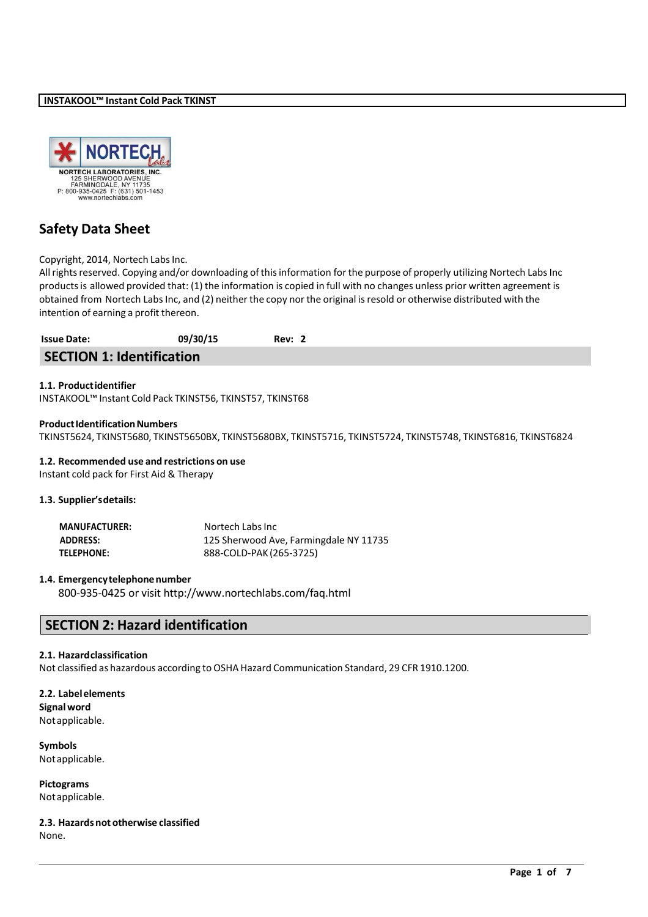**INSTAKOOL™ Instant Cold Pack TKINST**

NORTECH LABORATORIES, INC.
125 SHERWOOD AVENUE
FARMINGDALE, NY 11735
P: 800-935-0425 F: (631) 501-1453
www.nortechlabs.com

# Safety Data Sheet

Copyright, 2014, Nortech Labs Inc.
All rights reserved. Copying and/or downloading of this information for the purpose of properly utilizing Nortech Labs Inc products is allowed provided that: (1) the information is copied in full with no changes unless prior written agreement is obtained from Nortech Labs Inc, and (2) neither the copy nor the original is resold or otherwise distributed with the intention of earning a profit thereon.

**Issue Date:** 09/30/15 **Rev: 2**

## SECTION 1: Identification

**1.1. Product identifier**
INSTAKOOL™ Instant Cold Pack TKINST56, TKINST57, TKINST68

**Product Identification Numbers**
TKINST5624, TKINST5680, TKINST5650BX, TKINST5680BX, TKINST5716, TKINST5724, TKINST5748, TKINST6816, TKINST6824

**1.2. Recommended use and restrictions on use**
Instant cold pack for First Aid & Therapy

**1.3. Supplier's details:**

| | |
|---|---|
| **MANUFACTURER:** | Nortech Labs Inc |
| **ADDRESS:** | 125 Sherwood Ave, Farmingdale NY 11735 |
| **TELEPHONE:** | 888-COLD-PAK (265-3725) |

**1.4. Emergency telephone number**
800-935-0425 or visit http://www.nortechlabs.com/faq.html

## SECTION 2: Hazard identification

**2.1. Hazard classification**
Not classified as hazardous according to OSHA Hazard Communication Standard, 29 CFR 1910.1200.

**2.2. Label elements**
**Signal word**
Not applicable.

**Symbols**
Not applicable.

**Pictograms**
Not applicable.

**2.3. Hazards not otherwise classified**
None.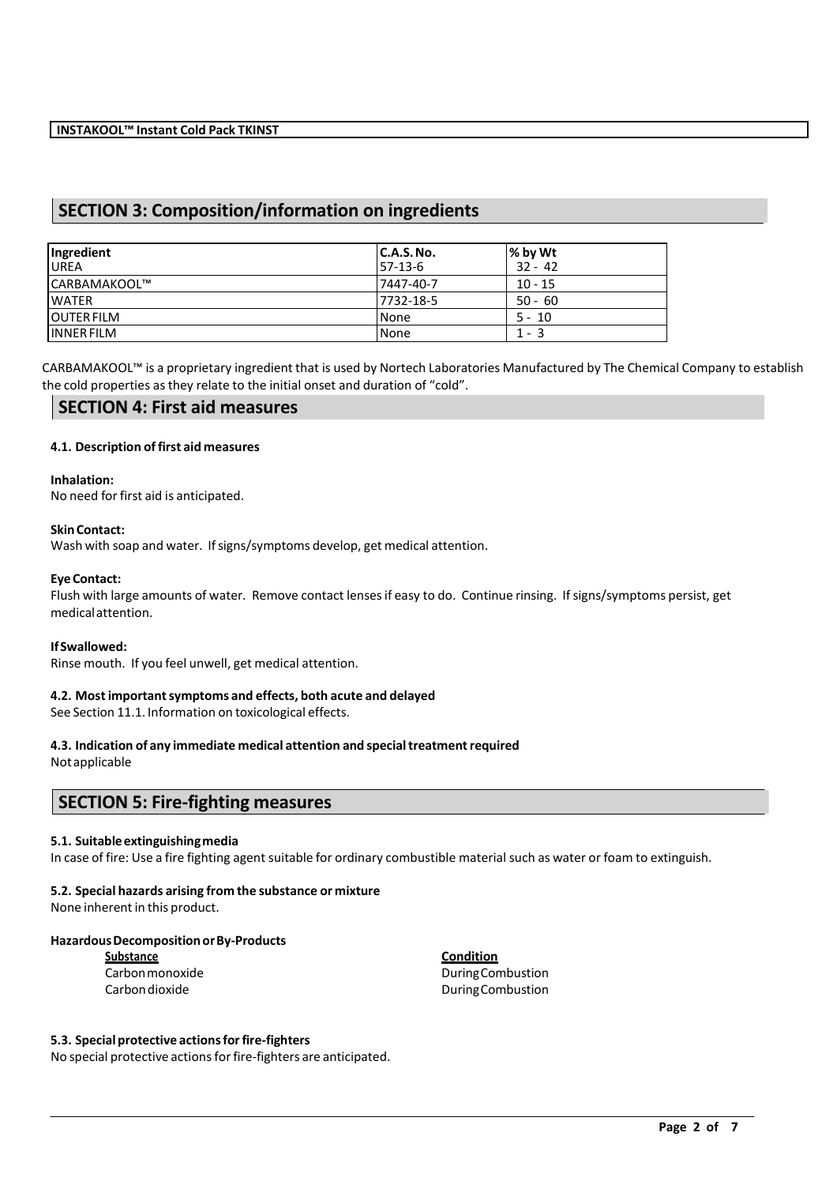**INSTAKOOL™ Instant Cold Pack TKINST**

## SECTION 3: Composition/information on ingredients

| Ingredient | C.A.S. No. | % by Wt |
|---|---|---|
| UREA | 57-13-6 | 32 - 42 |
| CARBAMAKOOL™ | 7447-40-7 | 10 - 15 |
| WATER | 7732-18-5 | 50 - 60 |
| OUTER FILM | None | 5 - 10 |
| INNER FILM | None | 1 - 3 |

CARBAMAKOOL™ is a proprietary ingredient that is used by Nortech Laboratories Manufactured by The Chemical Company to establish the cold properties as they relate to the initial onset and duration of "cold".

## SECTION 4: First aid measures

### 4.1. Description of first aid measures

**Inhalation:**
No need for first aid is anticipated.

**Skin Contact:**
Wash with soap and water. If signs/symptoms develop, get medical attention.

**Eye Contact:**
Flush with large amounts of water. Remove contact lenses if easy to do. Continue rinsing. If signs/symptoms persist, get medical attention.

**If Swallowed:**
Rinse mouth. If you feel unwell, get medical attention.

### 4.2. Most important symptoms and effects, both acute and delayed

See Section 11.1. Information on toxicological effects.

### 4.3. Indication of any immediate medical attention and special treatment required

Not applicable

## SECTION 5: Fire-fighting measures

### 5.1. Suitable extinguishing media

In case of fire: Use a fire fighting agent suitable for ordinary combustible material such as water or foam to extinguish.

### 5.2. Special hazards arising from the substance or mixture

None inherent in this product.

**Hazardous Decomposition or By-Products**

| Substance | Condition |
|---|---|
| Carbon monoxide | During Combustion |
| Carbon dioxide | During Combustion |

### 5.3. Special protective actions for fire-fighters

No special protective actions for fire-fighters are anticipated.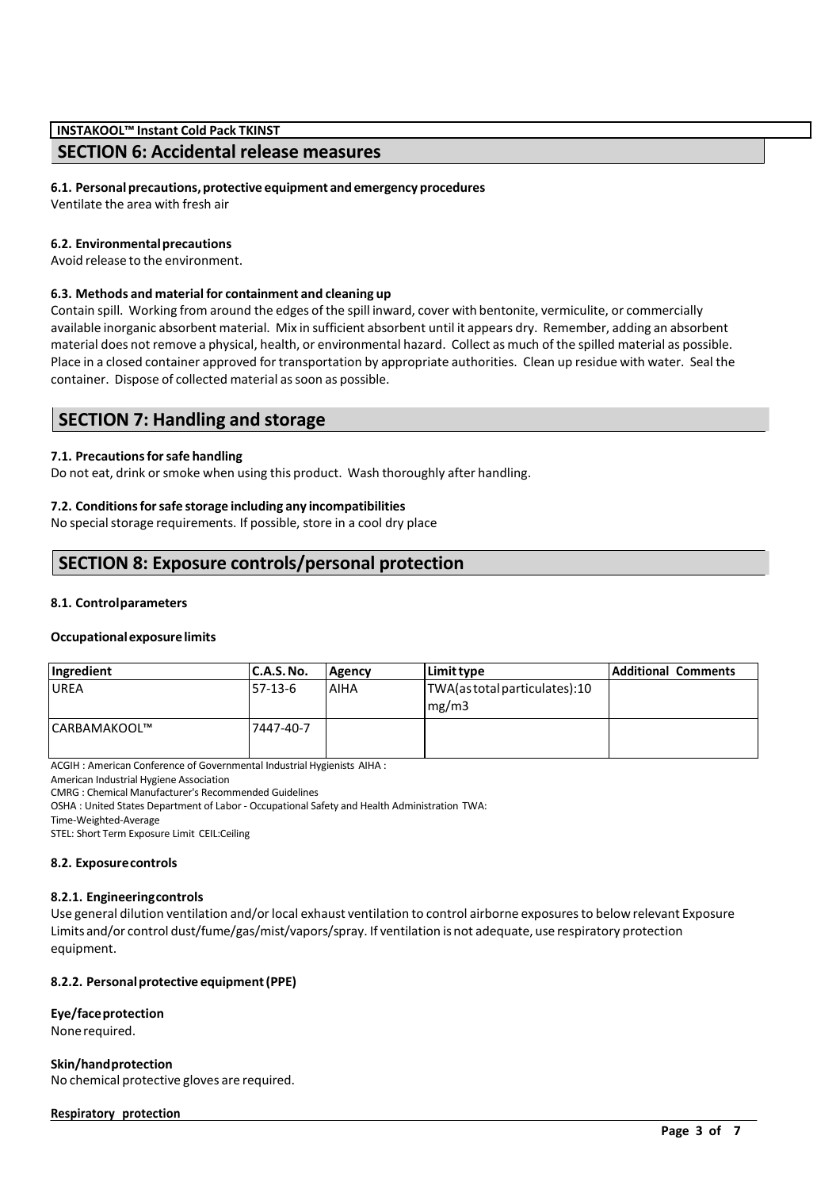**INSTAKOOL™ Instant Cold Pack TKINST**

## SECTION 6: Accidental release measures

### 6.1. Personal precautions, protective equipment and emergency procedures

Ventilate the area with fresh air

### 6.2. Environmental precautions

Avoid release to the environment.

### 6.3. Methods and material for containment and cleaning up

Contain spill. Working from around the edges of the spill inward, cover with bentonite, vermiculite, or commercially available inorganic absorbent material. Mix in sufficient absorbent until it appears dry. Remember, adding an absorbent material does not remove a physical, health, or environmental hazard. Collect as much of the spilled material as possible. Place in a closed container approved for transportation by appropriate authorities. Clean up residue with water. Seal the container. Dispose of collected material as soon as possible.

## SECTION 7: Handling and storage

### 7.1. Precautions for safe handling

Do not eat, drink or smoke when using this product. Wash thoroughly after handling.

### 7.2. Conditions for safe storage including any incompatibilities

No special storage requirements. If possible, store in a cool dry place

## SECTION 8: Exposure controls/personal protection

### 8.1. Control parameters

**Occupational exposure limits**

| Ingredient | C.A.S. No. | Agency | Limit type | Additional Comments |
|---|---|---|---|---|
| UREA | 57-13-6 | AIHA | TWA(as total particulates):10 mg/m3 | |
| CARBAMAKOOL™ | 7447-40-7 | | | |

ACGIH : American Conference of Governmental Industrial Hygienists AIHA : American Industrial Hygiene Association
CMRG : Chemical Manufacturer's Recommended Guidelines
OSHA : United States Department of Labor - Occupational Safety and Health Administration TWA: Time-Weighted-Average
STEL: Short Term Exposure Limit CEIL:Ceiling

### 8.2. Exposure controls

#### 8.2.1. Engineering controls

Use general dilution ventilation and/or local exhaust ventilation to control airborne exposures to below relevant Exposure Limits and/or control dust/fume/gas/mist/vapors/spray. If ventilation is not adequate, use respiratory protection equipment.

#### 8.2.2. Personal protective equipment (PPE)

**Eye/face protection**

None required.

**Skin/hand protection**

No chemical protective gloves are required.

**Respiratory protection**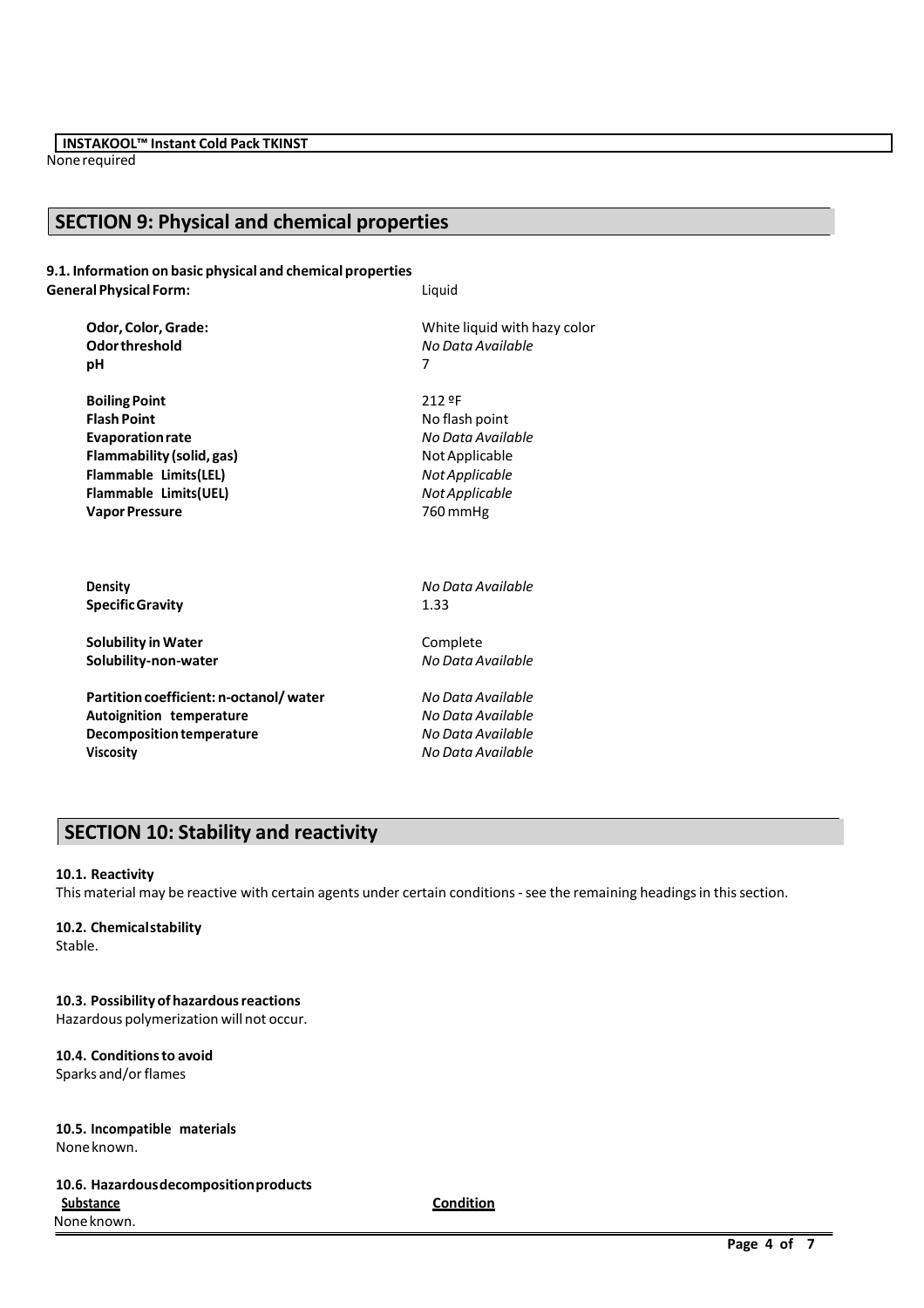None required

## SECTION 9: Physical and chemical properties

**9.1. Information on basic physical and chemical properties**

| | |
|---|---|
| **General Physical Form:** | Liquid |
| **Odor, Color, Grade:** | White liquid with hazy color |
| **Odor threshold** | *No Data Available* |
| **pH** | 7 |
| **Boiling Point** | 212 ºF |
| **Flash Point** | No flash point |
| **Evaporation rate** | *No Data Available* |
| **Flammability (solid, gas)** | Not Applicable |
| **Flammable Limits(LEL)** | *Not Applicable* |
| **Flammable Limits(UEL)** | *Not Applicable* |
| **Vapor Pressure** | 760 mmHg |
| **Density** | *No Data Available* |
| **Specific Gravity** | 1.33 |
| **Solubility in Water** | Complete |
| **Solubility-non-water** | *No Data Available* |
| **Partition coefficient: n-octanol/ water** | *No Data Available* |
| **Autoignition temperature** | *No Data Available* |
| **Decomposition temperature** | *No Data Available* |
| **Viscosity** | *No Data Available* |

## SECTION 10: Stability and reactivity

**10.1. Reactivity**

This material may be reactive with certain agents under certain conditions - see the remaining headings in this section.

**10.2. Chemical stability**

Stable.

**10.3. Possibility of hazardous reactions**

Hazardous polymerization will not occur.

**10.4. Conditions to avoid**

Sparks and/or flames

**10.5. Incompatible materials**

None known.

**10.6. Hazardous decomposition products**

| Substance | Condition |
|---|---|
| None known. | |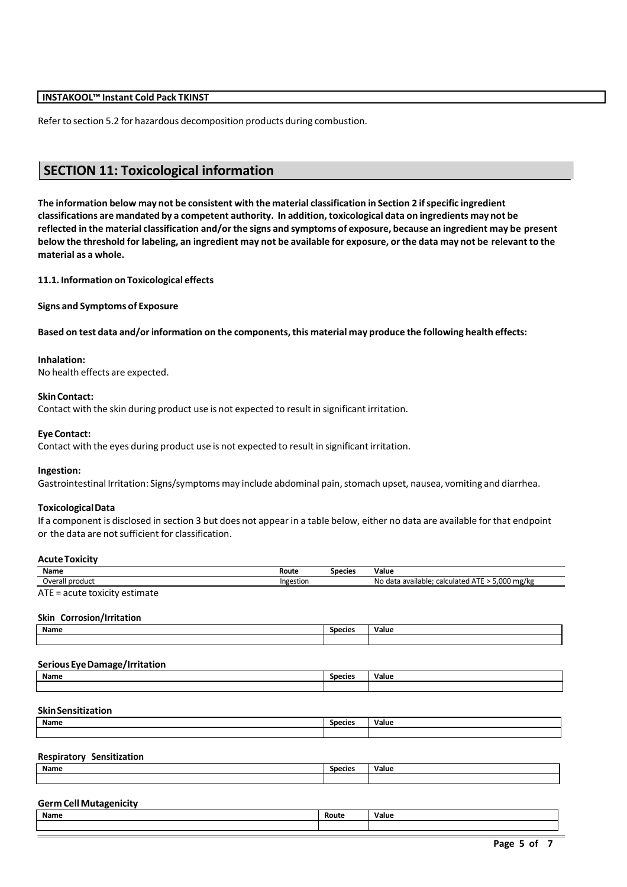Refer to section 5.2 for hazardous decomposition products during combustion.

## SECTION 11: Toxicological information

**The information below may not be consistent with the material classification in Section 2 if specific ingredient classifications are mandated by a competent authority. In addition, toxicological data on ingredients may not be reflected in the material classification and/or the signs and symptoms of exposure, because an ingredient may be present below the threshold for labeling, an ingredient may not be available for exposure, or the data may not be relevant to the material as a whole.**

### 11.1. Information on Toxicological effects

**Signs and Symptoms of Exposure**

**Based on test data and/or information on the components, this material may produce the following health effects:**

**Inhalation:**
No health effects are expected.

**Skin Contact:**
Contact with the skin during product use is not expected to result in significant irritation.

**Eye Contact:**
Contact with the eyes during product use is not expected to result in significant irritation.

**Ingestion:**
Gastrointestinal Irritation: Signs/symptoms may include abdominal pain, stomach upset, nausea, vomiting and diarrhea.

**Toxicological Data**
If a component is disclosed in section 3 but does not appear in a table below, either no data are available for that endpoint or the data are not sufficient for classification.

**Acute Toxicity**

| Name | Route | Species | Value |
|---|---|---|---|
| Overall product | Ingestion | | No data available; calculated ATE > 5,000 mg/kg |

ATE = acute toxicity estimate

**Skin Corrosion/Irritation**

| Name | Species | Value |
|---|---|---|
| | | |

**Serious Eye Damage/Irritation**

| Name | Species | Value |
|---|---|---|
| | | |

**Skin Sensitization**

| Name | Species | Value |
|---|---|---|
| | | |

**Respiratory Sensitization**

| Name | Species | Value |
|---|---|---|
| | | |

**Germ Cell Mutagenicity**

| Name | Route | Value |
|---|---|---|
| | | |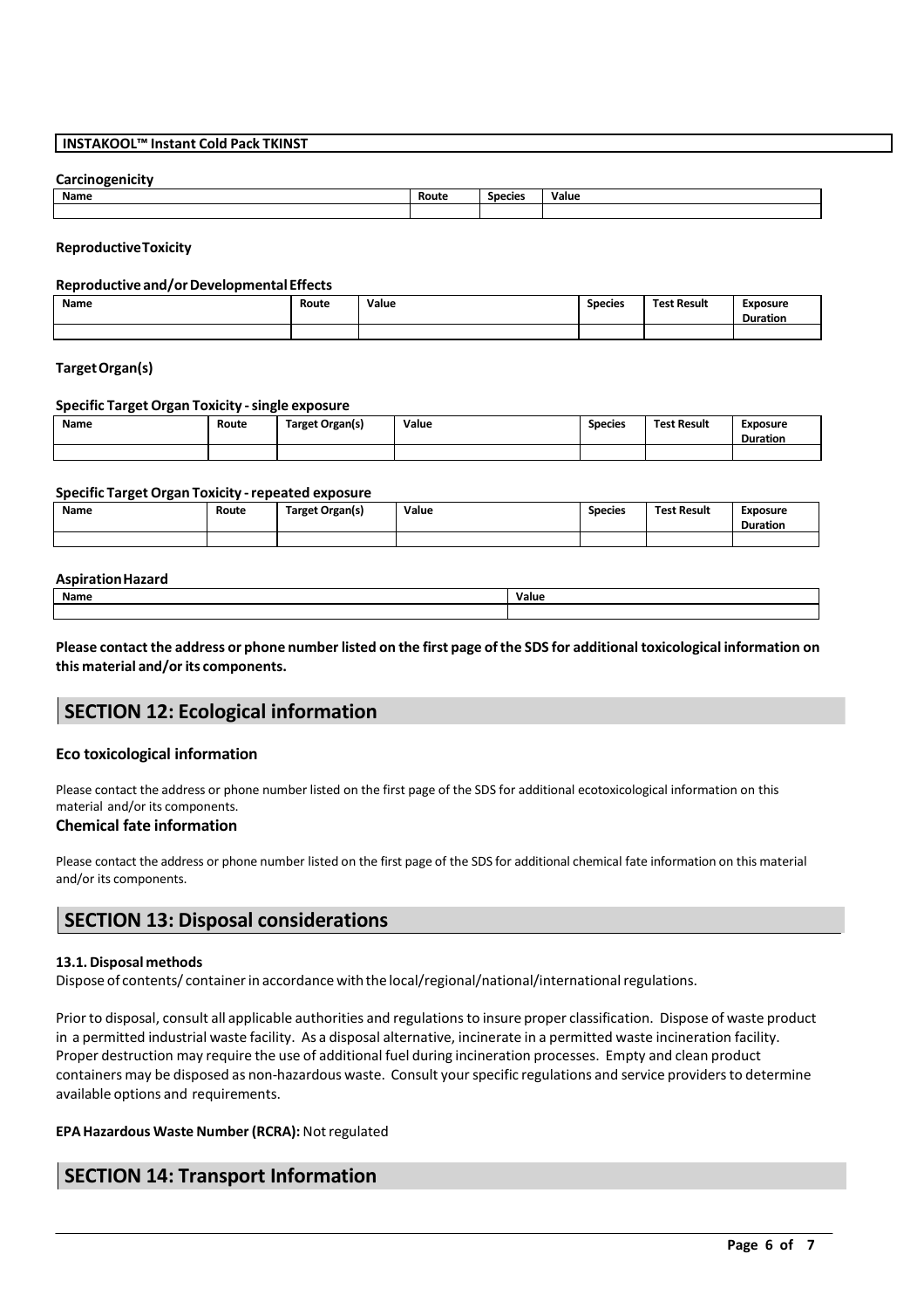**INSTAKOOL™ Instant Cold Pack TKINST**

**Carcinogenicity**

| Name | Route | Species | Value |
|---|---|---|---|
| | | | |

**Reproductive Toxicity**

**Reproductive and/or Developmental Effects**

| Name | Route | Value | Species | Test Result | Exposure Duration |
|---|---|---|---|---|---|
| | | | | | |

**Target Organ(s)**

**Specific Target Organ Toxicity - single exposure**

| Name | Route | Target Organ(s) | Value | Species | Test Result | Exposure Duration |
|---|---|---|---|---|---|---|
| | | | | | | |

**Specific Target Organ Toxicity - repeated exposure**

| Name | Route | Target Organ(s) | Value | Species | Test Result | Exposure Duration |
|---|---|---|---|---|---|---|
| | | | | | | |

**Aspiration Hazard**

| Name | Value |
|---|---|
| | |

**Please contact the address or phone number listed on the first page of the SDS for additional toxicological information on this material and/or its components.**

## SECTION 12: Ecological information

### Eco toxicological information

Please contact the address or phone number listed on the first page of the SDS for additional ecotoxicological information on this material and/or its components.

### Chemical fate information

Please contact the address or phone number listed on the first page of the SDS for additional chemical fate information on this material and/or its components.

## SECTION 13: Disposal considerations

**13.1. Disposal methods**

Dispose of contents/ container in accordance with the local/regional/national/international regulations.

Prior to disposal, consult all applicable authorities and regulations to insure proper classification. Dispose of waste product in a permitted industrial waste facility. As a disposal alternative, incinerate in a permitted waste incineration facility. Proper destruction may require the use of additional fuel during incineration processes. Empty and clean product containers may be disposed as non-hazardous waste. Consult your specific regulations and service providers to determine available options and requirements.

**EPA Hazardous Waste Number (RCRA):** Not regulated

## SECTION 14: Transport Information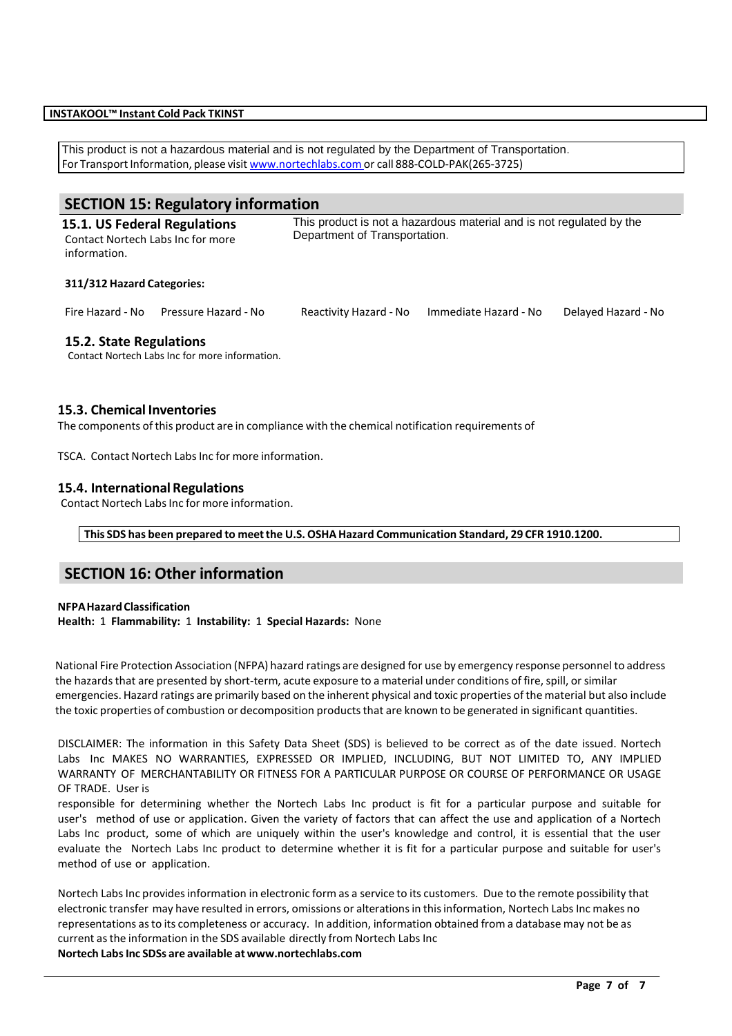This product is not a hazardous material and is not regulated by the Department of Transportation.
For Transport Information, please visit www.nortechlabs.com or call 888-COLD-PAK(265-3725)

## SECTION 15: Regulatory information

### 15.1. US Federal Regulations

Contact Nortech Labs Inc for more information.

This product is not a hazardous material and is not regulated by the Department of Transportation.

**311/312 Hazard Categories:**

Fire Hazard - No    Pressure Hazard - No    Reactivity Hazard - No    Immediate Hazard - No    Delayed Hazard - No

### 15.2. State Regulations

Contact Nortech Labs Inc for more information.

### 15.3. Chemical Inventories

The components of this product are in compliance with the chemical notification requirements of

TSCA. Contact Nortech Labs Inc for more information.

### 15.4. International Regulations

Contact Nortech Labs Inc for more information.

**This SDS has been prepared to meet the U.S. OSHA Hazard Communication Standard, 29 CFR 1910.1200.**

## SECTION 16: Other information

**NFPA Hazard Classification**
**Health:** 1 **Flammability:** 1 **Instability:** 1 **Special Hazards:** None

National Fire Protection Association (NFPA) hazard ratings are designed for use by emergency response personnel to address the hazards that are presented by short-term, acute exposure to a material under conditions of fire, spill, or similar emergencies. Hazard ratings are primarily based on the inherent physical and toxic properties of the material but also include the toxic properties of combustion or decomposition products that are known to be generated in significant quantities.

DISCLAIMER: The information in this Safety Data Sheet (SDS) is believed to be correct as of the date issued. Nortech Labs Inc MAKES NO WARRANTIES, EXPRESSED OR IMPLIED, INCLUDING, BUT NOT LIMITED TO, ANY IMPLIED WARRANTY OF MERCHANTABILITY OR FITNESS FOR A PARTICULAR PURPOSE OR COURSE OF PERFORMANCE OR USAGE OF TRADE. User is responsible for determining whether the Nortech Labs Inc product is fit for a particular purpose and suitable for user's method of use or application. Given the variety of factors that can affect the use and application of a Nortech Labs Inc product, some of which are uniquely within the user's knowledge and control, it is essential that the user evaluate the Nortech Labs Inc product to determine whether it is fit for a particular purpose and suitable for user's method of use or application.

Nortech Labs Inc provides information in electronic form as a service to its customers. Due to the remote possibility that electronic transfer may have resulted in errors, omissions or alterations in this information, Nortech Labs Inc makes no representations as to its completeness or accuracy. In addition, information obtained from a database may not be as current as the information in the SDS available directly from Nortech Labs Inc
**Nortech Labs Inc SDSs are available at www.nortechlabs.com**